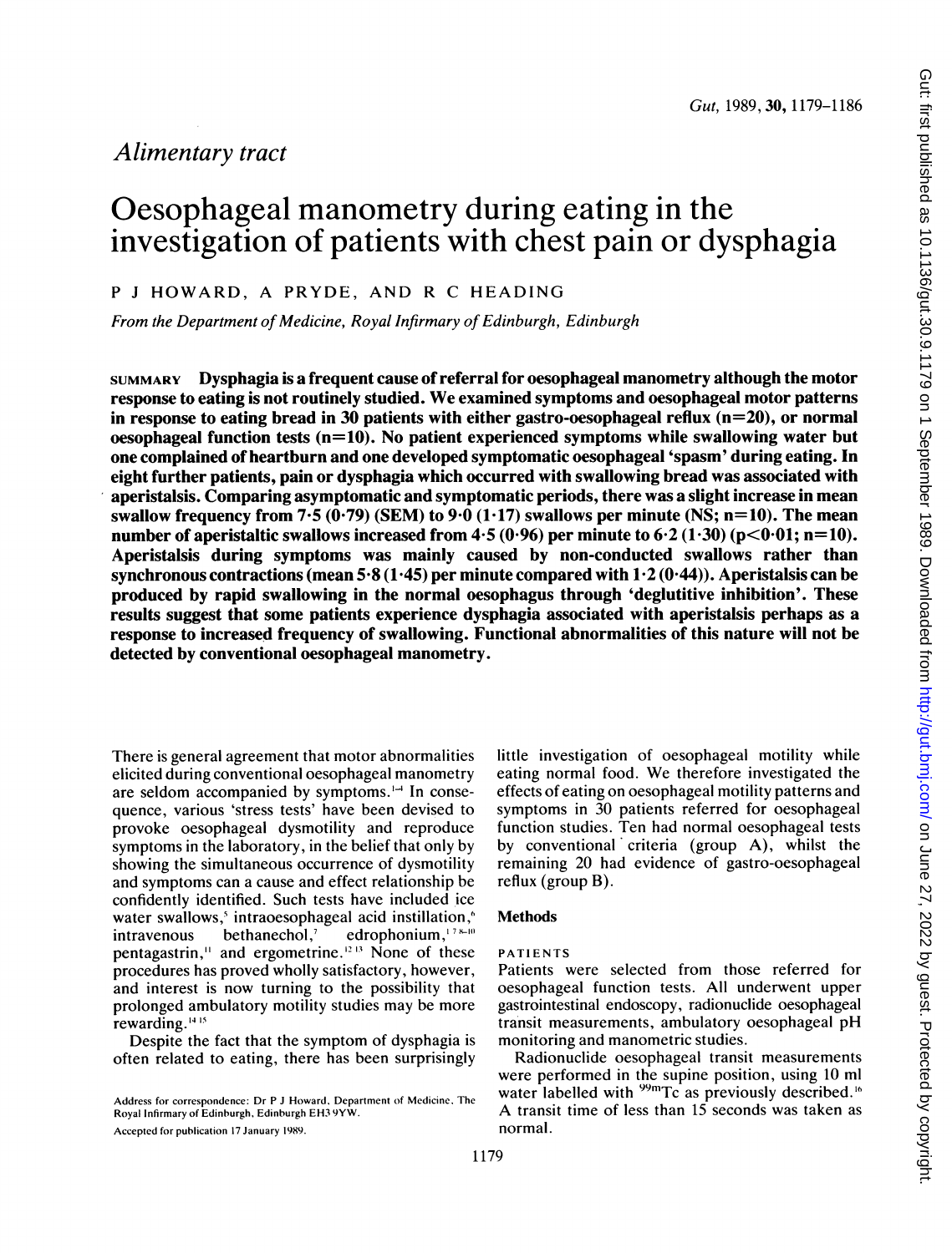*Alimentary tract*

# Oesophageal manometry during eating in the investigation of patients with chest pain or dysphagia

P J HOWARD, A PRYDE, AND R C HEADING

*From the Department of Medicine, Royal Infirmary of Edinburgh, Edinburgh*

**SUMMARY Dysphagia is a frequent cause of referral for oesophageal manometry although the motor response to eating is not routinely studied. We examined symptoms and oesophageal motor patterns in response to eating bread in 30 patients with either gastro-oesophageal reflux (n=20), or normal oesophageal function tests (n=10). No patient experienced symptoms while swallowing water but one complained of heartburn and one developed symptomatic oesophageal 'spasm' during eating. In eight further patients, pain or dysphagia which occurred with swallowing bread was associated with aperistalsis. Comparing asymptomatic and symptomatic periods, there was a slight increase in mean swallow frequency from 7·5 (0·79) (SEM) to 9·0 (1·17) swallows per minute (NS; n=10). The mean number of aperistaltic swallows increased from 4·5 (0·96) per minute to 6·2 (1·30) (p<0·01; n=10). Aperistalsis during symptoms was mainly caused by non-conducted swallows rather than synchronous contractions (mean 5·8 (1·45) per minute compared with 1·2 (0·44)). Aperistalsis can be produced by rapid swallowing in the normal oesophagus through 'deglutitive inhibition'. These results suggest that some patients experience dysphagia associated with aperistalsis perhaps as a response to increased frequency of swallowing. Functional abnormalities of this nature will not be detected by conventional oesophageal manometry.**

There is general agreement that motor abnormalities elicited during conventional oesophageal manometry are seldom accompanied by symptoms.[1-4] In consequence, various 'stress tests' have been devised to provoke oesophageal dysmotility and reproduce symptoms in the laboratory, in the belief that only by showing the simultaneous occurrence of dysmotility and symptoms can a cause and effect relationship be confidently identified. Such tests have included ice water swallows,[5] intraoesophageal acid instillation,[6] intravenous bethanechol,[7] edrophonium,[1 7 8-10] pentagastrin,[11] and ergometrine.[12 13] None of these procedures has proved wholly satisfactory, however, and interest is now turning to the possibility that prolonged ambulatory motility studies may be more rewarding.[14 15]

Despite the fact that the symptom of dysphagia is often related to eating, there has been surprisingly little investigation of oesophageal motility while eating normal food. We therefore investigated the effects of eating on oesophageal motility patterns and symptoms in 30 patients referred for oesophageal function studies. Ten had normal oesophageal tests by conventional criteria (group A), whilst the remaining 20 had evidence of gastro-oesophageal reflux (group B).

## Methods

### PATIENTS

Patients were selected from those referred for oesophageal function tests. All underwent upper gastrointestinal endoscopy, radionuclide oesophageal transit measurements, ambulatory oesophageal pH monitoring and manometric studies.

Radionuclide oesophageal transit measurements were performed in the supine position, using 10 ml water labelled with $^{99m}$Tc as previously described.[16] A transit time of less than 15 seconds was taken as normal.

Address for correspondence: Dr P J Howard, Department of Medicine, The Royal Infirmary of Edinburgh, Edinburgh EH3 9YW.

Accepted for publication 17 January 1989.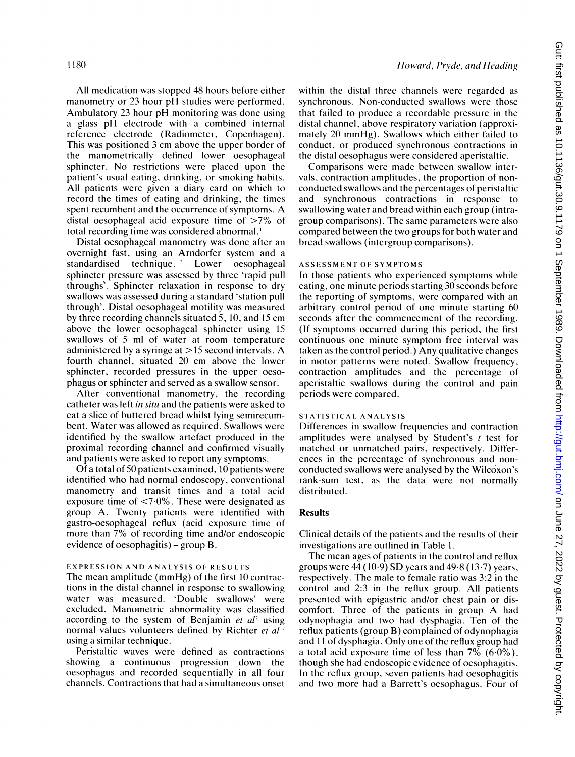All medication was stopped 48 hours before either manometry or 23 hour pH studies were performed. Ambulatory 23 hour pH monitoring was done using a glass pH electrode with a combined internal reference electrode (Radiometer, Copenhagen). This was positioned 3 cm above the upper border of the manometrically defined lower oesophageal sphincter. No restrictions were placed upon the patient's usual eating, drinking, or smoking habits. All patients were given a diary card on which to record the times of eating and drinking, the times spent recumbent and the occurrence of symptoms. A distal oesophageal acid exposure time of >7% of total recording time was considered abnormal.[1]

Distal oesophageal manometry was done after an overnight fast, using an Arndorfer system and a standardised technique.[17] Lower oesophageal sphincter pressure was assessed by three 'rapid pull throughs'. Sphincter relaxation in response to dry swallows was assessed during a standard 'station pull through'. Distal oesophageal motility was measured by three recording channels situated 5, 10, and 15 cm above the lower oesophageal sphincter using 15 swallows of 5 ml of water at room temperature administered by a syringe at >15 second intervals. A fourth channel, situated 20 cm above the lower sphincter, recorded pressures in the upper oesophagus or sphincter and served as a swallow sensor.

After conventional manometry, the recording catheter was left *in situ* and the patients were asked to eat a slice of buttered bread whilst lying semirecumbent. Water was allowed as required. Swallows were identified by the swallow artefact produced in the proximal recording channel and confirmed visually and patients were asked to report any symptoms.

Of a total of 50 patients examined, 10 patients were identified who had normal endoscopy, conventional manometry and transit times and a total acid exposure time of <7·0%. These were designated as group A. Twenty patients were identified with gastro-oesophageal reflux (acid exposure time of more than 7% of recording time and/or endoscopic evidence of oesophagitis) – group B.

### EXPRESSION AND ANALYSIS OF RESULTS

The mean amplitude (mmHg) of the first 10 contractions in the distal channel in response to swallowing water was measured. 'Double swallows' were excluded. Manometric abnormality was classified according to the system of Benjamin *et al*[7] using normal values volunteers defined by Richter *et al*[17] using a similar technique.

Peristaltic waves were defined as contractions showing a continuous progression down the oesophagus and recorded sequentially in all four channels. Contractions that had a simultaneous onset within the distal three channels were regarded as synchronous. Non-conducted swallows were those that failed to produce a recordable pressure in the distal channel, above respiratory variation (approximately 20 mmHg). Swallows which either failed to conduct, or produced synchronous contractions in the distal oesophagus were considered aperistaltic.

Comparisons were made between swallow intervals, contraction amplitudes, the proportion of non-conducted swallows and the percentages of peristaltic and synchronous contractions in response to swallowing water and bread within each group (intragroup comparisons). The same parameters were also compared between the two groups for both water and bread swallows (intergroup comparisons).

### ASSESSMENT OF SYMPTOMS

In those patients who experienced symptoms while eating, one minute periods starting 30 seconds before the reporting of symptoms, were compared with an arbitrary control period of one minute starting 60 seconds after the commencement of the recording. (If symptoms occurred during this period, the first continuous one minute symptom free interval was taken as the control period.) Any qualitative changes in motor patterns were noted. Swallow frequency, contraction amplitudes and the percentage of aperistaltic swallows during the control and pain periods were compared.

### STATISTICAL ANALYSIS

Differences in swallow frequencies and contraction amplitudes were analysed by Student's *t* test for matched or unmatched pairs, respectively. Differences in the percentage of synchronous and non-conducted swallows were analysed by the Wilcoxon's rank-sum test, as the data were not normally distributed.

## Results

Clinical details of the patients and the results of their investigations are outlined in Table 1.

The mean ages of patients in the control and reflux groups were 44 (10·9) SD years and 49·8 (13·7) years, respectively. The male to female ratio was 3:2 in the control and 2:3 in the reflux group. All patients presented with epigastric and/or chest pain or discomfort. Three of the patients in group A had odynophagia and two had dysphagia. Ten of the reflux patients (group B) complained of odynophagia and 11 of dysphagia. Only one of the reflux group had a total acid exposure time of less than 7% (6·0%), though she had endoscopic evidence of oesophagitis. In the reflux group, seven patients had oesophagitis and two more had a Barrett's oesophagus. Four of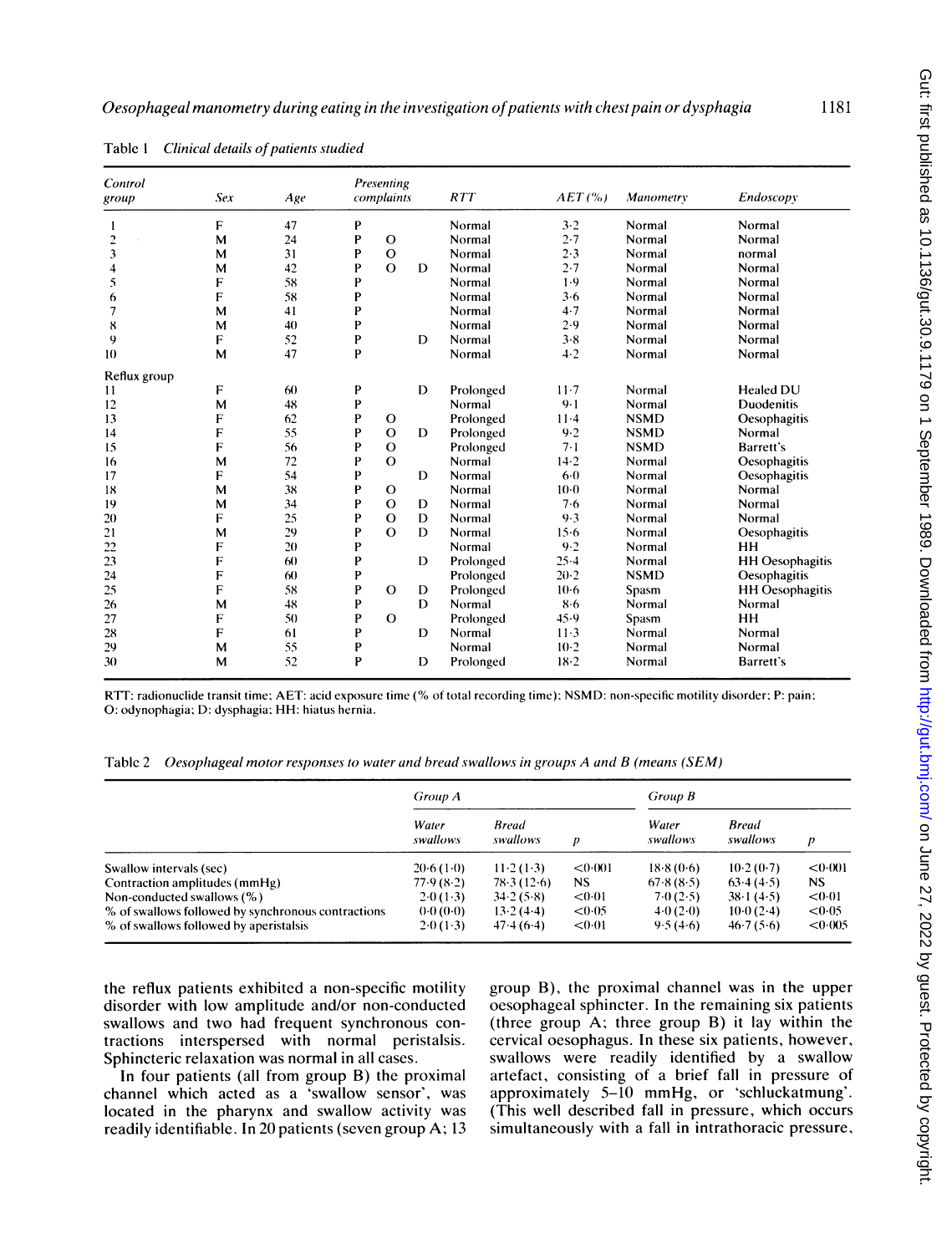Table 1 *Clinical details of patients studied*

| Control group | Sex | Age | Presenting complaints | | | RTT | AET (%) | Manometry | Endoscopy |
|---|---|---|---|---|---|---|---|---|---|
| 1 | F | 47 | P | | | Normal | 3·2 | Normal | Normal |
| 2 | M | 24 | P | O | | Normal | 2·7 | Normal | Normal |
| 3 | M | 31 | P | O | | Normal | 2·3 | Normal | normal |
| 4 | M | 42 | P | O | D | Normal | 2·7 | Normal | Normal |
| 5 | F | 58 | P | | | Normal | 1·9 | Normal | Normal |
| 6 | F | 58 | P | | | Normal | 3·6 | Normal | Normal |
| 7 | M | 41 | P | | | Normal | 4·7 | Normal | Normal |
| 8 | M | 40 | P | | | Normal | 2·9 | Normal | Normal |
| 9 | F | 52 | P | | D | Normal | 3·8 | Normal | Normal |
| 10 | M | 47 | P | | | Normal | 4·2 | Normal | Normal |
| Reflux group | | | | | | | | | |
| 11 | F | 60 | P | | D | Prolonged | 11·7 | Normal | Healed DU |
| 12 | M | 48 | P | | | Normal | 9·1 | Normal | Duodenitis |
| 13 | F | 62 | P | O | | Prolonged | 11·4 | NSMD | Oesophagitis |
| 14 | F | 55 | P | O | D | Prolonged | 9·2 | NSMD | Normal |
| 15 | F | 56 | P | O | | Prolonged | 7·1 | NSMD | Barrett's |
| 16 | M | 72 | P | O | | Normal | 14·2 | Normal | Oesophagitis |
| 17 | F | 54 | P | | D | Normal | 6·0 | Normal | Oesophagitis |
| 18 | M | 38 | P | O | | Normal | 10·0 | Normal | Normal |
| 19 | M | 34 | P | O | D | Normal | 7·6 | Normal | Normal |
| 20 | F | 25 | P | O | D | Normal | 9·3 | Normal | Normal |
| 21 | M | 29 | P | O | D | Normal | 15·6 | Normal | Oesophagitis |
| 22 | F | 20 | P | | | Normal | 9·2 | Normal | HH |
| 23 | F | 60 | P | | D | Prolonged | 25·4 | Normal | HH Oesophagitis |
| 24 | F | 60 | P | | | Prolonged | 20·2 | NSMD | Oesophagitis |
| 25 | F | 58 | P | O | D | Prolonged | 10·6 | Spasm | HH Oesophagitis |
| 26 | M | 48 | P | | D | Normal | 8·6 | Normal | Normal |
| 27 | F | 50 | P | O | | Prolonged | 45·9 | Spasm | HH |
| 28 | F | 61 | P | | D | Normal | 11·3 | Normal | Normal |
| 29 | M | 55 | P | | | Normal | 10·2 | Normal | Normal |
| 30 | M | 52 | P | | D | Prolonged | 18·2 | Normal | Barrett's |

RTT: radionuclide transit time; AET: acid exposure time (% of total recording time); NSMD: non-specific motility disorder; P: pain; O: odynophagia; D: dysphagia; HH: hiatus hernia.

Table 2 *Oesophageal motor responses to water and bread swallows in groups A and B (means (SEM)*

| | Group A | | | Group B | | |
|---|---|---|---|---|---|---|
| | Water swallows | Bread swallows | p | Water swallows | Bread swallows | p |
| Swallow intervals (sec) | 20·6 (1·0) | 11·2 (1·3) | <0·001 | 18·8 (0·6) | 10·2 (0·7) | <0·001 |
| Contraction amplitudes (mmHg) | 77·9 (8·2) | 78·3 (12·6) | NS | 67·8 (8·5) | 63·4 (4·5) | NS |
| Non-conducted swallows (%) | 2·0 (1·3) | 34·2 (5·8) | <0·01 | 7·0 (2·5) | 38·1 (4·5) | <0·01 |
| % of swallows followed by synchronous contractions | 0·0 (0·0) | 13·2 (4·4) | <0·05 | 4·0 (2·0) | 10·0 (2·4) | <0·05 |
| % of swallows followed by aperistalsis | 2·0 (1·3) | 47·4 (6·4) | <0·01 | 9·5 (4·6) | 46·7 (5·6) | <0·005 |

the reflux patients exhibited a non-specific motility disorder with low amplitude and/or non-conducted swallows and two had frequent synchronous contractions interspersed with normal peristalsis. Sphincteric relaxation was normal in all cases.

In four patients (all from group B) the proximal channel which acted as a 'swallow sensor', was located in the pharynx and swallow activity was readily identifiable. In 20 patients (seven group A; 13 group B), the proximal channel was in the upper oesophageal sphincter. In the remaining six patients (three group A; three group B) it lay within the cervical oesophagus. In these six patients, however, swallows were readily identified by a swallow artefact, consisting of a brief fall in pressure of approximately 5–10 mmHg, or 'schluckatmung'. (This well described fall in pressure, which occurs simultaneously with a fall in intrathoracic pressure,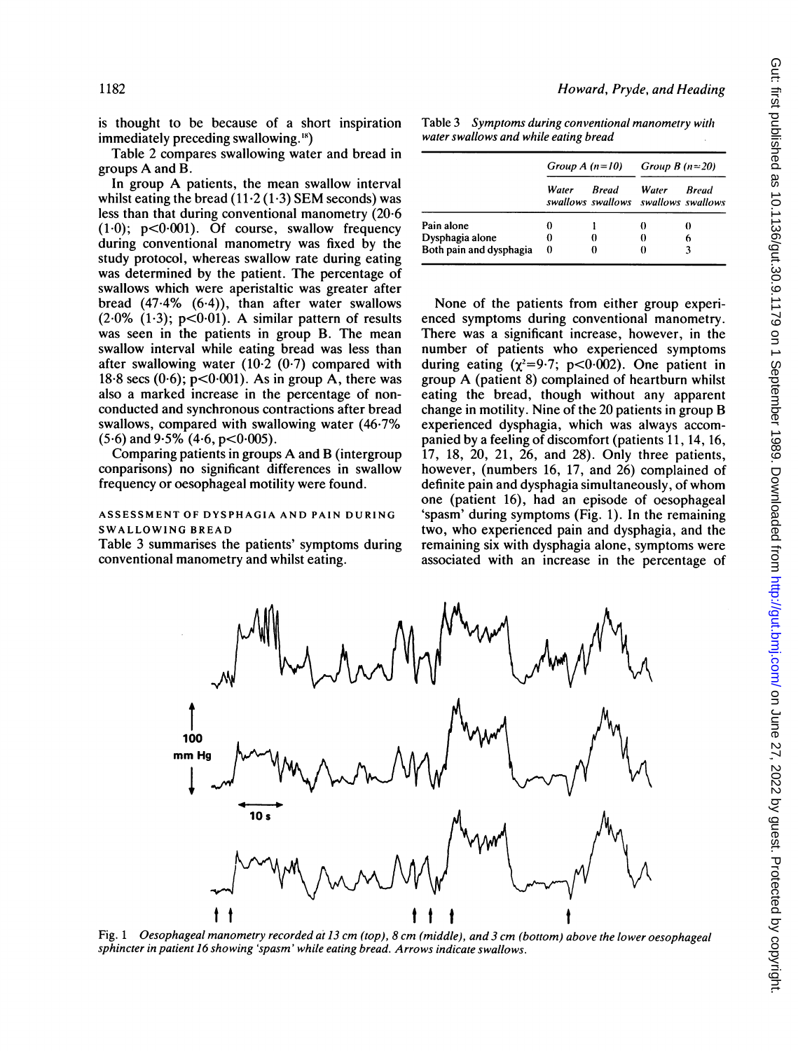is thought to be because of a short inspiration immediately preceding swallowing.[18])

Table 2 compares swallowing water and bread in groups A and B.

In group A patients, the mean swallow interval whilst eating the bread (11·2 (1·3) SEM seconds) was less than that during conventional manometry (20·6 (1·0); $p<0·001$). Of course, swallow frequency during conventional manometry was fixed by the study protocol, whereas swallow rate during eating was determined by the patient. The percentage of swallows which were aperistaltic was greater after bread (47·4% (6·4)), than after water swallows (2·0% (1·3); $p<0·01$). A similar pattern of results was seen in the patients in group B. The mean swallow interval while eating bread was less than after swallowing water (10·2 (0·7) compared with 18·8 secs (0·6); $p<0·001$). As in group A, there was also a marked increase in the percentage of non-conducted and synchronous contractions after bread swallows, compared with swallowing water (46·7% (5·6) and 9·5% (4·6, $p<0·005$).

Comparing patients in groups A and B (intergroup comparisons) no significant differences in swallow frequency or oesophageal motility were found.

## ASSESSMENT OF DYSPHAGIA AND PAIN DURING SWALLOWING BREAD

Table 3 summarises the patients' symptoms during conventional manometry and whilst eating.

*Table 3 Symptoms during conventional manometry with water swallows and while eating bread*

| | *Group A (n=10)* | | *Group B (n=20)* | |
|---|---|---|---|---|
| | *Water swallows* | *Bread swallows* | *Water swallows* | *Bread swallows* |
| Pain alone | 0 | 1 | 0 | 0 |
| Dysphagia alone | 0 | 0 | 0 | 6 |
| Both pain and dysphagia | 0 | 0 | 0 | 3 |

None of the patients from either group experienced symptoms during conventional manometry. There was a significant increase, however, in the number of patients who experienced symptoms during eating ($\chi^2=9·7$; $p<0·002$). One patient in group A (patient 8) complained of heartburn whilst eating the bread, though without any apparent change in motility. Nine of the 20 patients in group B experienced dysphagia, which was always accompanied by a feeling of discomfort (patients 11, 14, 16, 17, 18, 20, 21, 26, and 28). Only three patients, however, (numbers 16, 17, and 26) complained of definite pain and dysphagia simultaneously, of whom one (patient 16), had an episode of oesophageal 'spasm' during symptoms (Fig. 1). In the remaining two, who experienced pain and dysphagia, and the remaining six with dysphagia alone, symptoms were associated with an increase in the percentage of

Fig. 1 *Oesophageal manometry recorded at 13 cm (top), 8 cm (middle), and 3 cm (bottom) above the lower oesophageal sphincter in patient 16 showing 'spasm' while eating bread. Arrows indicate swallows.*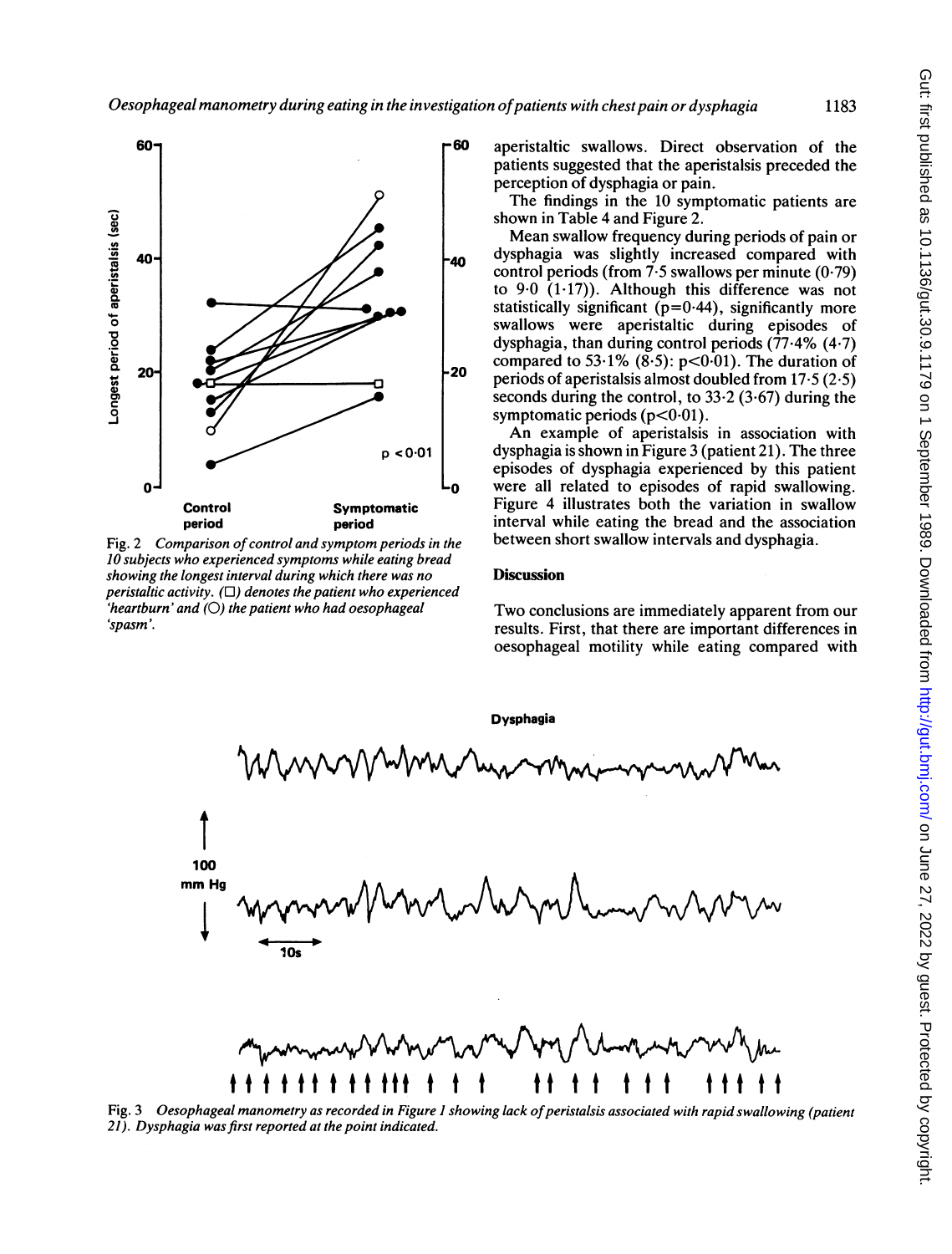Fig. 2 *Comparison of control and symptom periods in the 10 subjects who experienced symptoms while eating bread showing the longest interval during which there was no peristaltic activity. (□) denotes the patient who experienced 'heartburn' and (○) the patient who had oesophageal 'spasm'.*

aperistaltic swallows. Direct observation of the patients suggested that the aperistalsis preceded the perception of dysphagia or pain.

The findings in the 10 symptomatic patients are shown in Table 4 and Figure 2.

Mean swallow frequency during periods of pain or dysphagia was slightly increased compared with control periods (from 7·5 swallows per minute (0·79) to 9·0 (1·17)). Although this difference was not statistically significant ($p=0.44$), significantly more swallows were aperistaltic during episodes of dysphagia, than during control periods (77·4% (4·7) compared to 53·1% (8·5): $p<0.01$). The duration of periods of aperistalsis almost doubled from 17·5 (2·5) seconds during the control, to 33·2 (3·67) during the symptomatic periods ($p<0.01$).

An example of aperistalsis in association with dysphagia is shown in Figure 3 (patient 21). The three episodes of dysphagia experienced by this patient were all related to episodes of rapid swallowing. Figure 4 illustrates both the variation in swallow interval while eating the bread and the association between short swallow intervals and dysphagia.

## Discussion

Two conclusions are immediately apparent from our results. First, that there are important differences in oesophageal motility while eating compared with

Fig. 3 *Oesophageal manometry as recorded in Figure 1 showing lack of peristalsis associated with rapid swallowing (patient 21). Dysphagia was first reported at the point indicated.*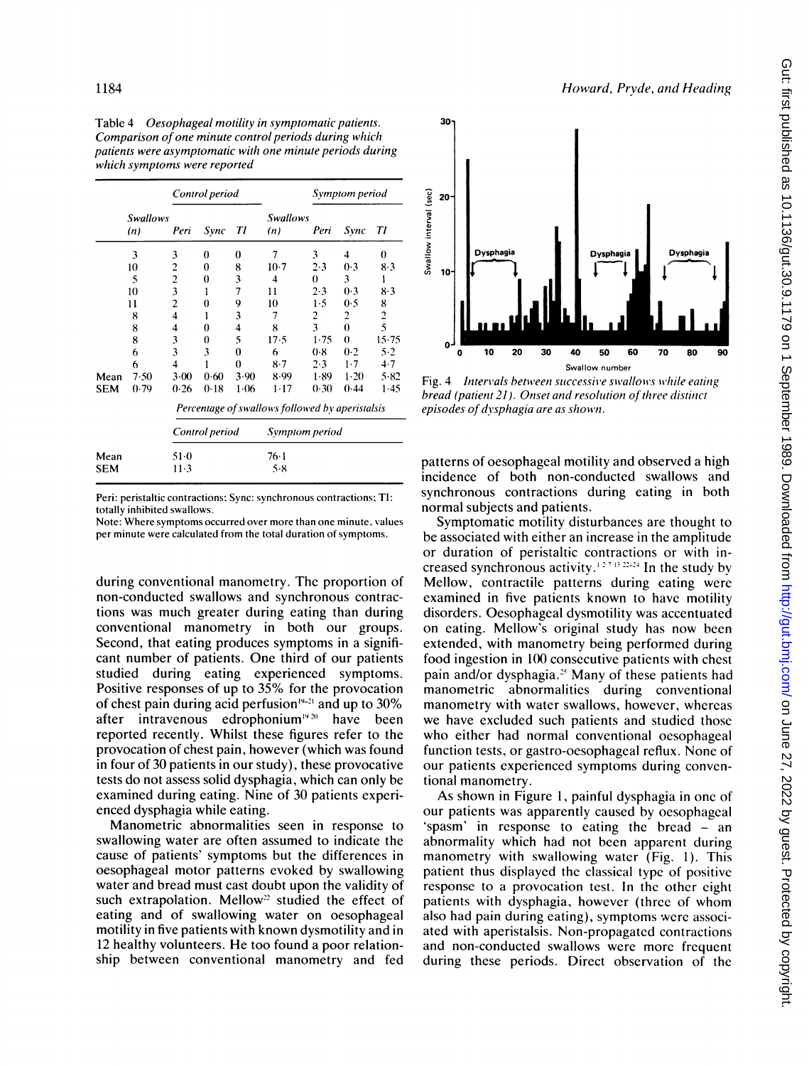Table 4 *Oesophageal motility in symptomatic patients. Comparison of one minute control periods during which patients were asymptomatic with one minute periods during which symptoms were reported*

| | Control period | | | | Symptom period | | | |
|---|---|---|---|---|---|---|---|---|
| | Swallows (n) | Peri | Sync | TI | Swallows (n) | Peri | Sync | TI |
| | 3 | 3 | 0 | 0 | 7 | 3 | 4 | 0 |
| | 10 | 2 | 0 | 8 | 10·7 | 2·3 | 0·3 | 8·3 |
| | 5 | 2 | 0 | 3 | 4 | 0 | 3 | 1 |
| | 10 | 3 | 1 | 7 | 11 | 2·3 | 0·3 | 8·3 |
| | 11 | 2 | 0 | 9 | 10 | 1·5 | 0·5 | 8 |
| | 8 | 4 | 1 | 3 | 7 | 2 | 2 | 2 |
| | 8 | 4 | 0 | 4 | 8 | 3 | 0 | 5 |
| | 8 | 3 | 0 | 5 | 17·5 | 1·75 | 0 | 15·75 |
| | 6 | 3 | 3 | 0 | 6 | 0·8 | 0·2 | 5·2 |
| | 6 | 4 | 1 | 0 | 8·7 | 2·3 | 1·7 | 4·7 |
| Mean | 7·50 | 3·00 | 0·60 | 3·90 | 8·99 | 1·89 | 1·20 | 5·82 |
| SEM | 0·79 | 0·26 | 0·18 | 1·06 | 1·17 | 0·30 | 0·44 | 1·45 |

| | Percentage of swallows followed by aperistalsis | |
|---|---|---|
| | Control period | Symptom period |
| Mean | 51·0 | 76·1 |
| SEM | 11·3 | 5·8 |

Peri: peristaltic contractions; Sync: synchronous contractions; TI: totally inhibited swallows.
Note: Where symptoms occurred over more than one minute, values per minute were calculated from the total duration of symptoms.

during conventional manometry. The proportion of non-conducted swallows and synchronous contractions was much greater during eating than during conventional manometry in both our groups. Second, that eating produces symptoms in a significant number of patients. One third of our patients studied during eating experienced symptoms. Positive responses of up to 35% for the provocation of chest pain during acid perfusion[19-21] and up to 30% after intravenous edrophonium[19,20] have been reported recently. Whilst these figures refer to the provocation of chest pain, however (which was found in four of 30 patients in our study), these provocative tests do not assess solid dysphagia, which can only be examined during eating. Nine of 30 patients experienced dysphagia while eating.

Manometric abnormalities seen in response to swallowing water are often assumed to indicate the cause of patients' symptoms but the differences in oesophageal motor patterns evoked by swallowing water and bread must cast doubt upon the validity of such extrapolation. Mellow[22] studied the effect of eating and of swallowing water on oesophageal motility in five patients with known dysmotility and in 12 healthy volunteers. He too found a poor relationship between conventional manometry and fed

Fig. 4 *Intervals between successive swallows while eating bread (patient 21). Onset and resolution of three distinct episodes of dysphagia are as shown.*

patterns of oesophageal motility and observed a high incidence of both non-conducted swallows and synchronous contractions during eating in both normal subjects and patients.

Symptomatic motility disturbances are thought to be associated with either an increase in the amplitude or duration of peristaltic contractions or with increased synchronous activity.[1 2 7 13 22-24] In the study by Mellow, contractile patterns during eating were examined in five patients known to have motility disorders. Oesophageal dysmotility was accentuated on eating. Mellow's original study has now been extended, with manometry being performed during food ingestion in 100 consecutive patients with chest pain and/or dysphagia.[25] Many of these patients had manometric abnormalities during conventional manometry with water swallows, however, whereas we have excluded such patients and studied those who either had normal conventional oesophageal function tests, or gastro-oesophageal reflux. None of our patients experienced symptoms during conventional manometry.

As shown in Figure 1, painful dysphagia in one of our patients was apparently caused by oesophageal 'spasm' in response to eating the bread – an abnormality which had not been apparent during manometry with swallowing water (Fig. 1). This patient thus displayed the classical type of positive response to a provocation test. In the other eight patients with dysphagia, however (three of whom also had pain during eating), symptoms were associated with aperistalsis. Non-propagated contractions and non-conducted swallows were more frequent during these periods. Direct observation of the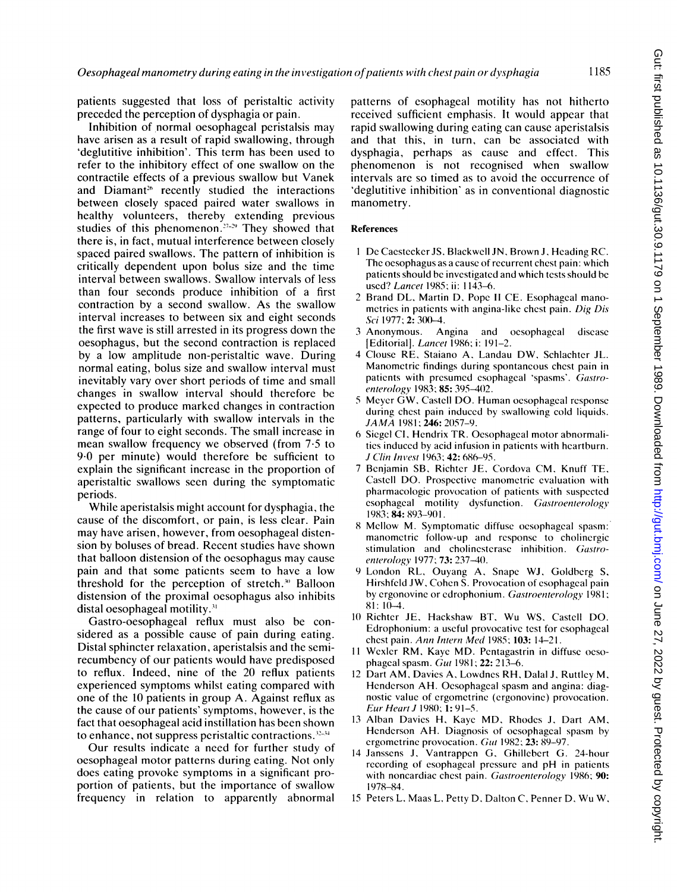patients suggested that loss of peristaltic activity preceded the perception of dysphagia or pain.

Inhibition of normal oesophageal peristalsis may have arisen as a result of rapid swallowing, through 'deglutitive inhibition'. This term has been used to refer to the inhibitory effect of one swallow on the contractile effects of a previous swallow but Vanek and Diamant[26] recently studied the interactions between closely spaced paired water swallows in healthy volunteers, thereby extending previous studies of this phenomenon.[27-29] They showed that there is, in fact, mutual interference between closely spaced paired swallows. The pattern of inhibition is critically dependent upon bolus size and the time interval between swallows. Swallow intervals of less than four seconds produce inhibition of a first contraction by a second swallow. As the swallow interval increases to between six and eight seconds the first wave is still arrested in its progress down the oesophagus, but the second contraction is replaced by a low amplitude non-peristaltic wave. During normal eating, bolus size and swallow interval must inevitably vary over short periods of time and small changes in swallow interval should therefore be expected to produce marked changes in contraction patterns, particularly with swallow intervals in the range of four to eight seconds. The small increase in mean swallow frequency we observed (from 7·5 to 9·0 per minute) would therefore be sufficient to explain the significant increase in the proportion of aperistaltic swallows seen during the symptomatic periods.

While aperistalsis might account for dysphagia, the cause of the discomfort, or pain, is less clear. Pain may have arisen, however, from oesophageal distension by boluses of bread. Recent studies have shown that balloon distension of the oesophagus may cause pain and that some patients seem to have a low threshold for the perception of stretch.[30] Balloon distension of the proximal oesophagus also inhibits distal oesophageal motility.[31]

Gastro-oesophageal reflux must also be considered as a possible cause of pain during eating. Distal sphincter relaxation, aperistalsis and the semi-recumbency of our patients would have predisposed to reflux. Indeed, nine of the 20 reflux patients experienced symptoms whilst eating compared with one of the 10 patients in group A. Against reflux as the cause of our patients' symptoms, however, is the fact that oesophageal acid instillation has been shown to enhance, not suppress peristaltic contractions.[32-34]

Our results indicate a need for further study of oesophageal motor patterns during eating. Not only does eating provoke symptoms in a significant proportion of patients, but the importance of swallow frequency in relation to apparently abnormal patterns of esophageal motility has not hitherto received sufficient emphasis. It would appear that rapid swallowing during eating can cause aperistalsis and that this, in turn, can be associated with dysphagia, perhaps as cause and effect. This phenomenon is not recognised when swallow intervals are so timed as to avoid the occurrence of 'deglutitive inhibition' as in conventional diagnostic manometry.

## References

1. De Caestecker JS, Blackwell JN, Brown J, Heading RC. The oesophagus as a cause of recurrent chest pain: which patients should be investigated and which tests should be used? *Lancet* 1985; ii: 1143–6.
2. Brand DL, Martin D, Pope II CE. Esophageal manometrics in patients with angina-like chest pain. *Dig Dis Sci* 1977; **2:** 300–4.
3. Anonymous. Angina and oesophageal disease [Editorial]. *Lancet* 1986; i: 191–2.
4. Clouse RE, Staiano A, Landau DW, Schlachter JL. Manometric findings during spontaneous chest pain in patients with presumed esophageal 'spasms'. *Gastroenterology* 1983; **85:** 395–402.
5. Meyer GW, Castell DO. Human oesophageal response during chest pain induced by swallowing cold liquids. *JAMA* 1981; **246:** 2057–9.
6. Siegel CI, Hendrix TR. Oesophageal motor abnormalities induced by acid infusion in patients with heartburn. *J Clin Invest* 1963; **42:** 686–95.
7. Benjamin SB, Richter JE, Cordova CM, Knuff TE, Castell DO. Prospective manometric evaluation with pharmacologic provocation of patients with suspected esophageal motility dysfunction. *Gastroenterology* 1983; **84:** 893–901.
8. Mellow M. Symptomatic diffuse oesophageal spasm: manometric follow-up and response to cholinergic stimulation and cholinesterase inhibition. *Gastroenterology* 1977; **73:** 237–40.
9. London RL, Ouyang A, Snape WJ, Goldberg S, Hirshfeld JW, Cohen S. Provocation of esophageal pain by ergonovine or edrophonium. *Gastroenterology* 1981; 81: 10–4.
10. Richter JE, Hackshaw BT, Wu WS, Castell DO. Edrophonium: a useful provocative test for esophageal chest pain. *Ann Intern Med* 1985; **103:** 14–21.
11. Wexler RM, Kaye MD. Pentagastrin in diffuse oesophageal spasm. *Gut* 1981; **22:** 213–6.
12. Dart AM, Davies A, Lowdnes RH, Dalal J, Ruttley M, Henderson AH. Oesophageal spasm and angina: diagnostic value of ergometrine (ergonovine) provocation. *Eur Heart J* 1980; **1:** 91–5.
13. Alban Davies H, Kaye MD, Rhodes J, Dart AM, Henderson AH. Diagnosis of oesophageal spasm by ergometrine provocation. *Gut* 1982; **23:** 89–97.
14. Janssens J, Vantrappen G, Ghillebert G. 24-hour recording of esophageal pressure and pH in patients with noncardiac chest pain. *Gastroenterology* 1986; **90:** 1978–84.
15. Peters L, Maas L, Petty D, Dalton C, Penner D, Wu W,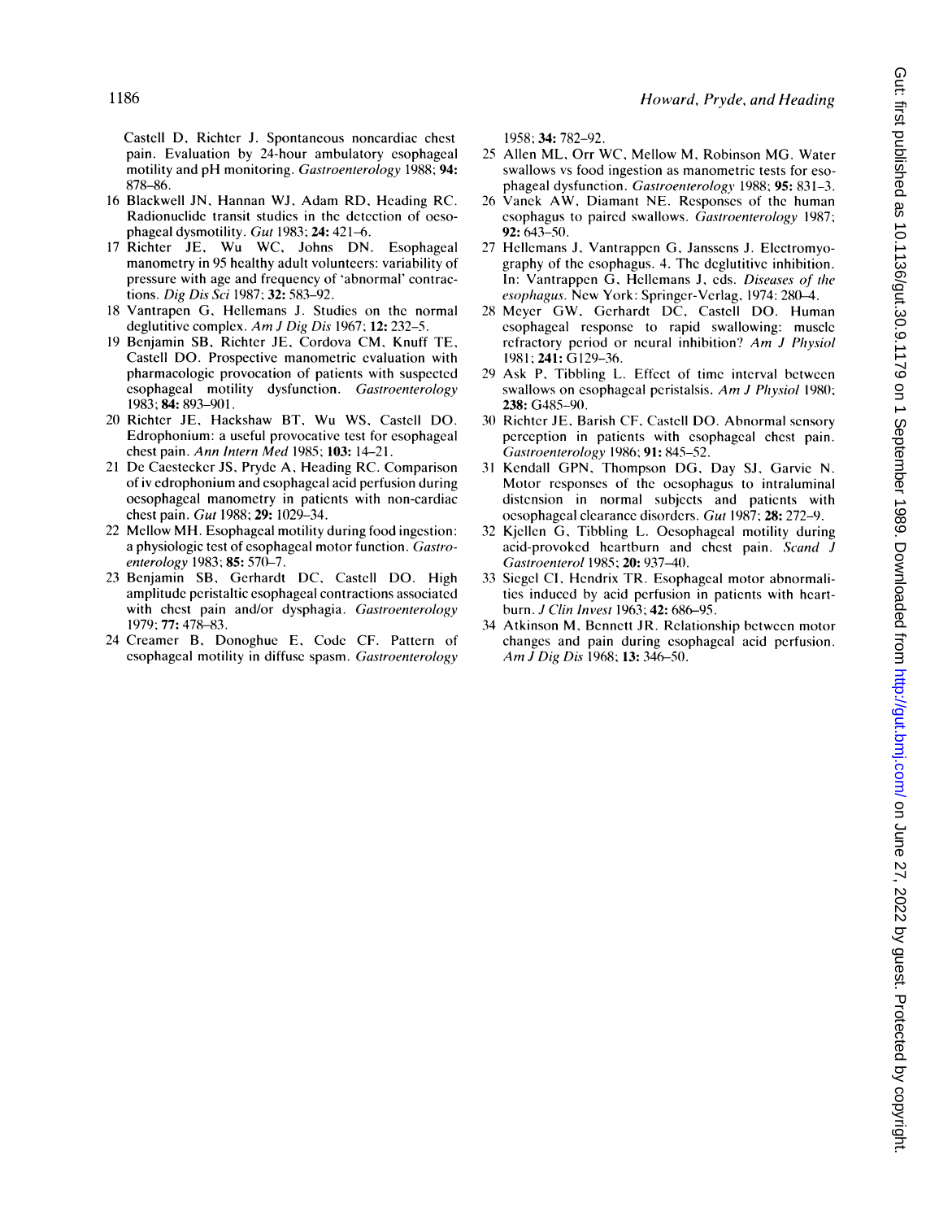Castell D, Richter J. Spontaneous noncardiac chest pain. Evaluation by 24-hour ambulatory esophageal motility and pH monitoring. *Gastroenterology* 1988; **94:** 878–86.

16 Blackwell JN, Hannan WJ, Adam RD, Heading RC. Radionuclide transit studies in the detection of oesophageal dysmotility. *Gut* 1983; **24:** 421–6.

17 Richter JE, Wu WC, Johns DN. Esophageal manometry in 95 healthy adult volunteers: variability of pressure with age and frequency of 'abnormal' contractions. *Dig Dis Sci* 1987; **32:** 583–92.

18 Vantrapen G, Hellemans J. Studies on the normal deglutitive complex. *Am J Dig Dis* 1967; **12:** 232–5.

19 Benjamin SB, Richter JE, Cordova CM, Knuff TE, Castell DO. Prospective manometric evaluation with pharmacologic provocation of patients with suspected esophageal motility dysfunction. *Gastroenterology* 1983; **84:** 893–901.

20 Richter JE, Hackshaw BT, Wu WS, Castell DO. Edrophonium: a useful provocative test for esophageal chest pain. *Ann Intern Med* 1985; **103:** 14–21.

21 De Caestecker JS, Pryde A, Heading RC. Comparison of iv edrophonium and esophageal acid perfusion during oesophageal manometry in patients with non-cardiac chest pain. *Gut* 1988; **29:** 1029–34.

22 Mellow MH. Esophageal motility during food ingestion: a physiologic test of esophageal motor function. *Gastroenterology* 1983; **85:** 570–7.

23 Benjamin SB, Gerhardt DC, Castell DO. High amplitude peristaltic esophageal contractions associated with chest pain and/or dysphagia. *Gastroenterology* 1979; **77:** 478–83.

24 Creamer B, Donoghue E, Code CF. Pattern of esophageal motility in diffuse spasm. *Gastroenterology* 1958; **34:** 782–92.

25 Allen ML, Orr WC, Mellow M, Robinson MG. Water swallows vs food ingestion as manometric tests for esophageal dysfunction. *Gastroenterology* 1988; **95:** 831–3.

26 Vanek AW, Diamant NE. Responses of the human esophagus to paired swallows. *Gastroenterology* 1987; **92:** 643–50.

27 Hellemans J, Vantrappen G, Janssens J. Electromyography of the esophagus. 4. The deglutitive inhibition. In: Vantrappen G, Hellemans J, eds. *Diseases of the esophagus.* New York: Springer-Verlag, 1974: 280–4.

28 Meyer GW, Gerhardt DC, Castell DO. Human esophageal response to rapid swallowing: muscle refractory period or neural inhibition? *Am J Physiol* 1981; **241:** G129–36.

29 Ask P, Tibbling L. Effect of time interval between swallows on esophageal peristalsis. *Am J Physiol* 1980; **238:** G485–90.

30 Richter JE, Barish CF, Castell DO. Abnormal sensory perception in patients with esophageal chest pain. *Gastroenterology* 1986; **91:** 845–52.

31 Kendall GPN, Thompson DG, Day SJ, Garvie N. Motor responses of the oesophagus to intraluminal distension in normal subjects and patients with oesophageal clearance disorders. *Gut* 1987; **28:** 272–9.

32 Kjellen G, Tibbling L. Oesophageal motility during acid-provoked heartburn and chest pain. *Scand J Gastroenterol* 1985; **20:** 937–40.

33 Siegel CI, Hendrix TR. Esophageal motor abnormalities induced by acid perfusion in patients with heartburn. *J Clin Invest* 1963; **42:** 686–95.

34 Atkinson M, Bennett JR. Relationship between motor changes and pain during esophageal acid perfusion. *Am J Dig Dis* 1968; **13:** 346–50.